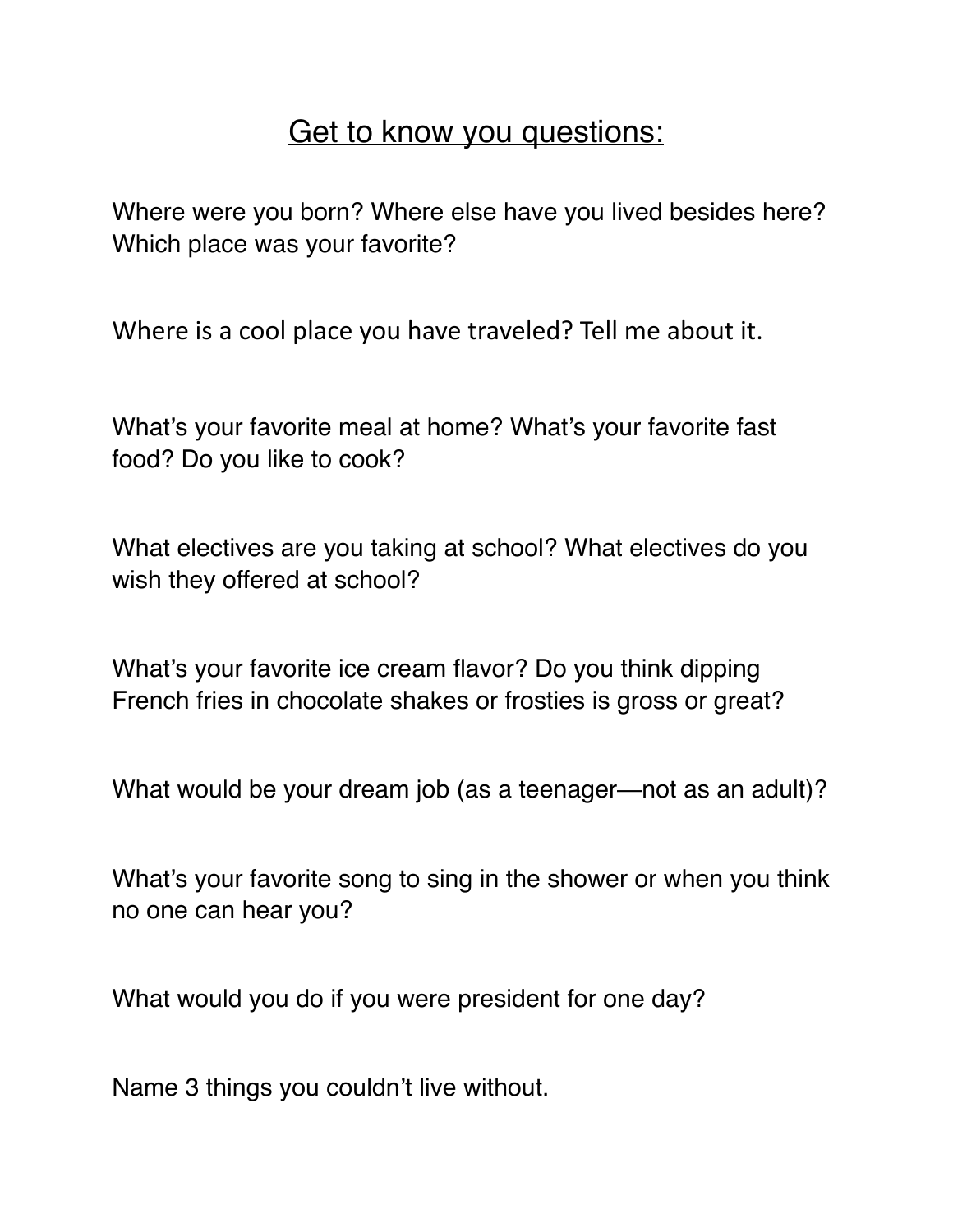# <u>Get to know you questions:</u>

Where were you born? Where else have you lived besides here? Which place was your favorite?

Where is a cool place you have traveled? Tell me about it.

What's your favorite meal at home? What's your favorite fast food? Do you like to cook?

What electives are you taking at school? What electives do you wish they offered at school?

What's your favorite ice cream flavor? Do you think dipping French fries in chocolate shakes or frosties is gross or great?

What would be your dream job (as a teenager—not as an adult)?

What's your favorite song to sing in the shower or when you think no one can hear you?

What would you do if you were president for one day?

Name 3 things you couldn't live without.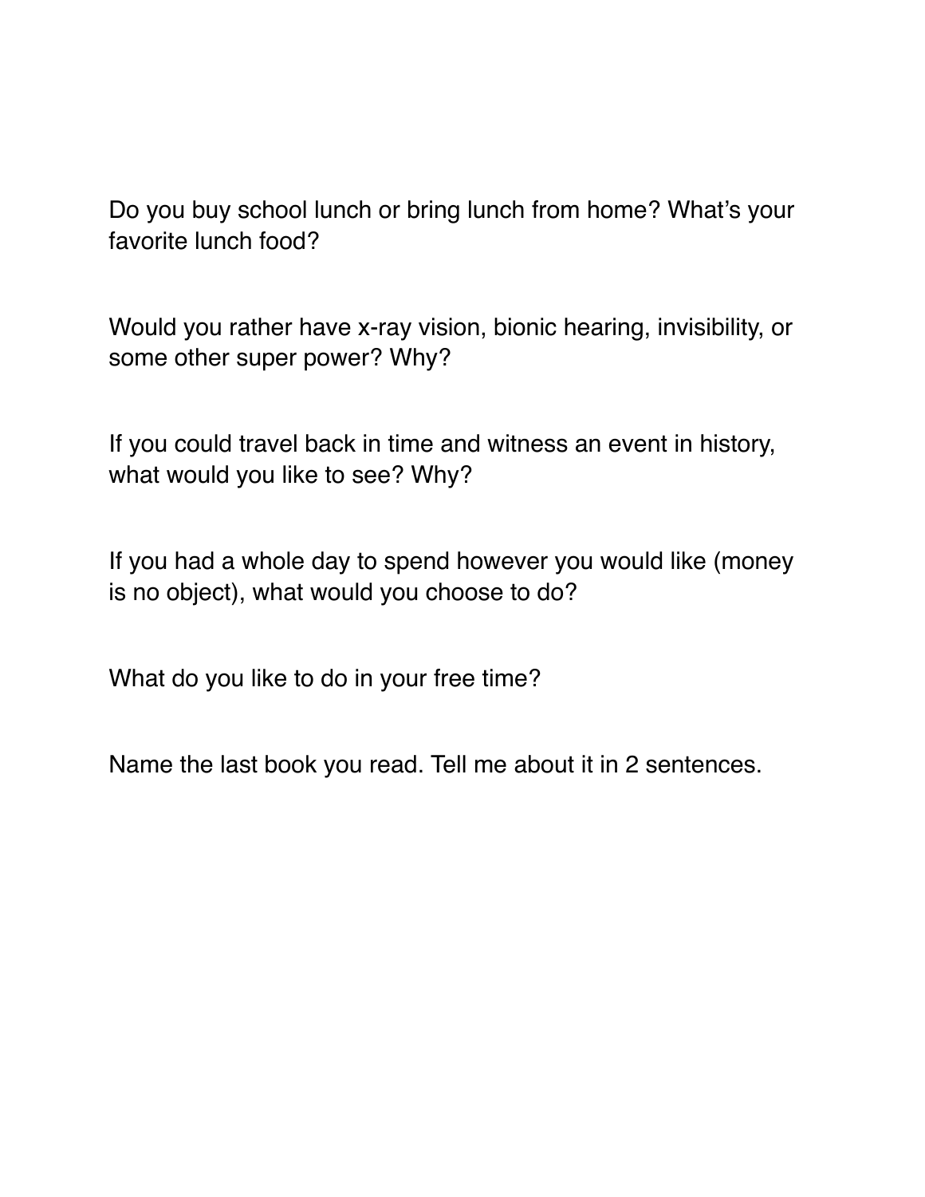Do you buy school lunch or bring lunch from home? What's your favorite lunch food?

Would you rather have x-ray vision, bionic hearing, invisibility, or some other super power? Why?

If you could travel back in time and witness an event in history, what would you like to see? Why?

If you had a whole day to spend however you would like (money is no object), what would you choose to do?

What do you like to do in your free time?

Name the last book you read. Tell me about it in 2 sentences.